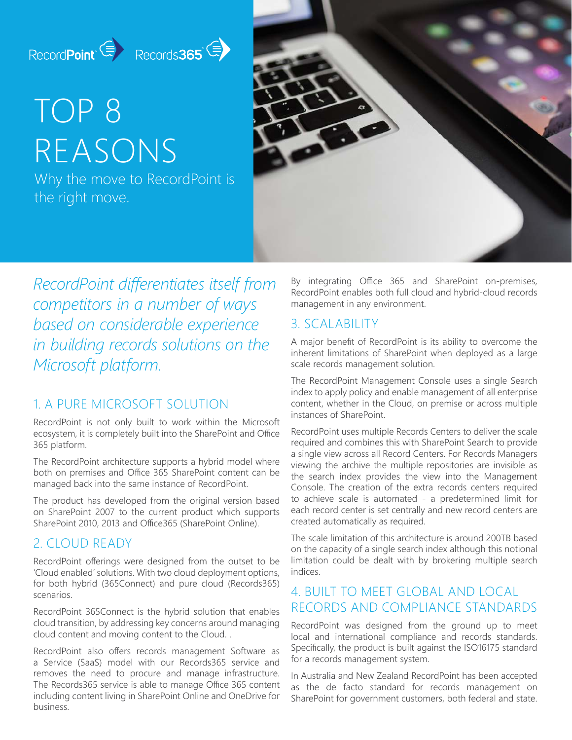RecordPoint Records365

# TOP 8 REASONS

Why the move to RecordPoint is the right move.

*RecordPoint differentiates itself from competitors in a number of ways based on considerable experience in building records solutions on the Microsoft platform.*

## 1. A PURE MICROSOFT SOLUTION

RecordPoint is not only built to work within the Microsoft ecosystem, it is completely built into the SharePoint and Office 365 platform.

The RecordPoint architecture supports a hybrid model where both on premises and Office 365 SharePoint content can be managed back into the same instance of RecordPoint.

The product has developed from the original version based on SharePoint 2007 to the current product which supports SharePoint 2010, 2013 and Office365 (SharePoint Online).

## 2. CLOUD READY

RecordPoint offerings were designed from the outset to be 'Cloud enabled' solutions. With two cloud deployment options, for both hybrid (365Connect) and pure cloud (Records365) scenarios.

RecordPoint 365Connect is the hybrid solution that enables cloud transition, by addressing key concerns around managing cloud content and moving content to the Cloud. .

RecordPoint also offers records management Software as a Service (SaaS) model with our Records365 service and removes the need to procure and manage infrastructure. The Records365 service is able to manage Office 365 content including content living in SharePoint Online and OneDrive for business.

By integrating Office 365 and SharePoint on-premises, RecordPoint enables both full cloud and hybrid-cloud records management in any environment.

## 3. SCALABILITY

A major benefit of RecordPoint is its ability to overcome the inherent limitations of SharePoint when deployed as a large scale records management solution.

The RecordPoint Management Console uses a single Search index to apply policy and enable management of all enterprise content, whether in the Cloud, on premise or across multiple instances of SharePoint.

RecordPoint uses multiple Records Centers to deliver the scale required and combines this with SharePoint Search to provide a single view across all Record Centers. For Records Managers viewing the archive the multiple repositories are invisible as the search index provides the view into the Management Console. The creation of the extra records centers required to achieve scale is automated - a predetermined limit for each record center is set centrally and new record centers are created automatically as required.

The scale limitation of this architecture is around 200TB based on the capacity of a single search index although this notional limitation could be dealt with by brokering multiple search indices.

## 4. BUILT TO MEET GLOBAL AND LOCAL RECORDS AND COMPLIANCE STANDARDS

RecordPoint was designed from the ground up to meet local and international compliance and records standards. Specifically, the product is built against the ISO16175 standard for a records management system.

In Australia and New Zealand RecordPoint has been accepted as the de facto standard for records management on SharePoint for government customers, both federal and state.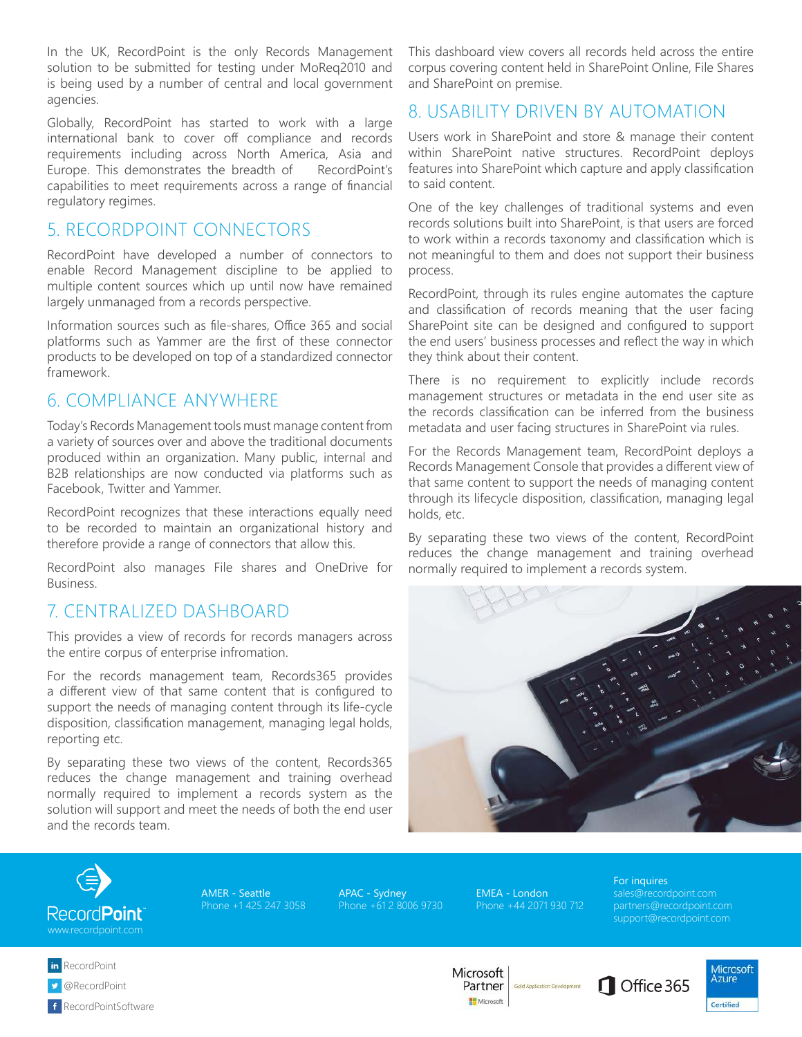In the UK, RecordPoint is the only Records Management solution to be submitted for testing under MoReq2010 and is being used by a number of central and local government agencies.

Globally, RecordPoint has started to work with a large international bank to cover off compliance and records requirements including across North America, Asia and Europe. This demonstrates the breadth of RecordPoint's capabilities to meet requirements across a range of financial regulatory regimes.

## 5. RECORDPOINT CONNECTORS

RecordPoint have developed a number of connectors to enable Record Management discipline to be applied to multiple content sources which up until now have remained largely unmanaged from a records perspective.

Information sources such as file-shares, Office 365 and social platforms such as Yammer are the first of these connector products to be developed on top of a standardized connector framework.

## 6. COMPLIANCE ANYWHERE

Today's Records Management tools must manage content from a variety of sources over and above the traditional documents produced within an organization. Many public, internal and B2B relationships are now conducted via platforms such as Facebook, Twitter and Yammer.

RecordPoint recognizes that these interactions equally need to be recorded to maintain an organizational history and therefore provide a range of connectors that allow this.

RecordPoint also manages File shares and OneDrive for Business.

## 7. CENTRALIZED DASHBOARD

This provides a view of records for records managers across the entire corpus of enterprise infromation.

For the records management team, Records365 provides a different view of that same content that is configured to support the needs of managing content through its life-cycle disposition, classification management, managing legal holds, reporting etc.

By separating these two views of the content, Records365 reduces the change management and training overhead normally required to implement a records system as the solution will support and meet the needs of both the end user and the records team.

This dashboard view covers all records held across the entire corpus covering content held in SharePoint Online, File Shares and SharePoint on premise.

## 8. USABILITY DRIVEN BY AUTOMATION

Users work in SharePoint and store & manage their content within SharePoint native structures. RecordPoint deploys features into SharePoint which capture and apply classification to said content.

One of the key challenges of traditional systems and even records solutions built into SharePoint, is that users are forced to work within a records taxonomy and classification which is not meaningful to them and does not support their business process.

RecordPoint, through its rules engine automates the capture and classification of records meaning that the user facing SharePoint site can be designed and configured to support the end users' business processes and reflect the way in which they think about their content.

There is no requirement to explicitly include records management structures or metadata in the end user site as the records classification can be inferred from the business metadata and user facing structures in SharePoint via rules.

For the Records Management team, RecordPoint deploys a Records Management Console that provides a different view of that same content to support the needs of managing content through its lifecycle disposition, classification, managing legal holds, etc.

By separating these two views of the content, RecordPoint reduces the change management and training overhead normally required to implement a records system.

RecordPoint
www.recordpoint.com

AMER - Seattle
Phone +1 425 247 3058

APAC - Sydney
Phone +61 2 8006 9730

EMEA - London
Phone +44 2071 930 712

For inquires
sales@recordpoint.com
partners@recordpoint.com
support@recordpoint.com

RecordPoint
@RecordPoint
RecordPointSoftware

Microsoft Partner — Gold Application Development

Office 365

Microsoft Azure Certified